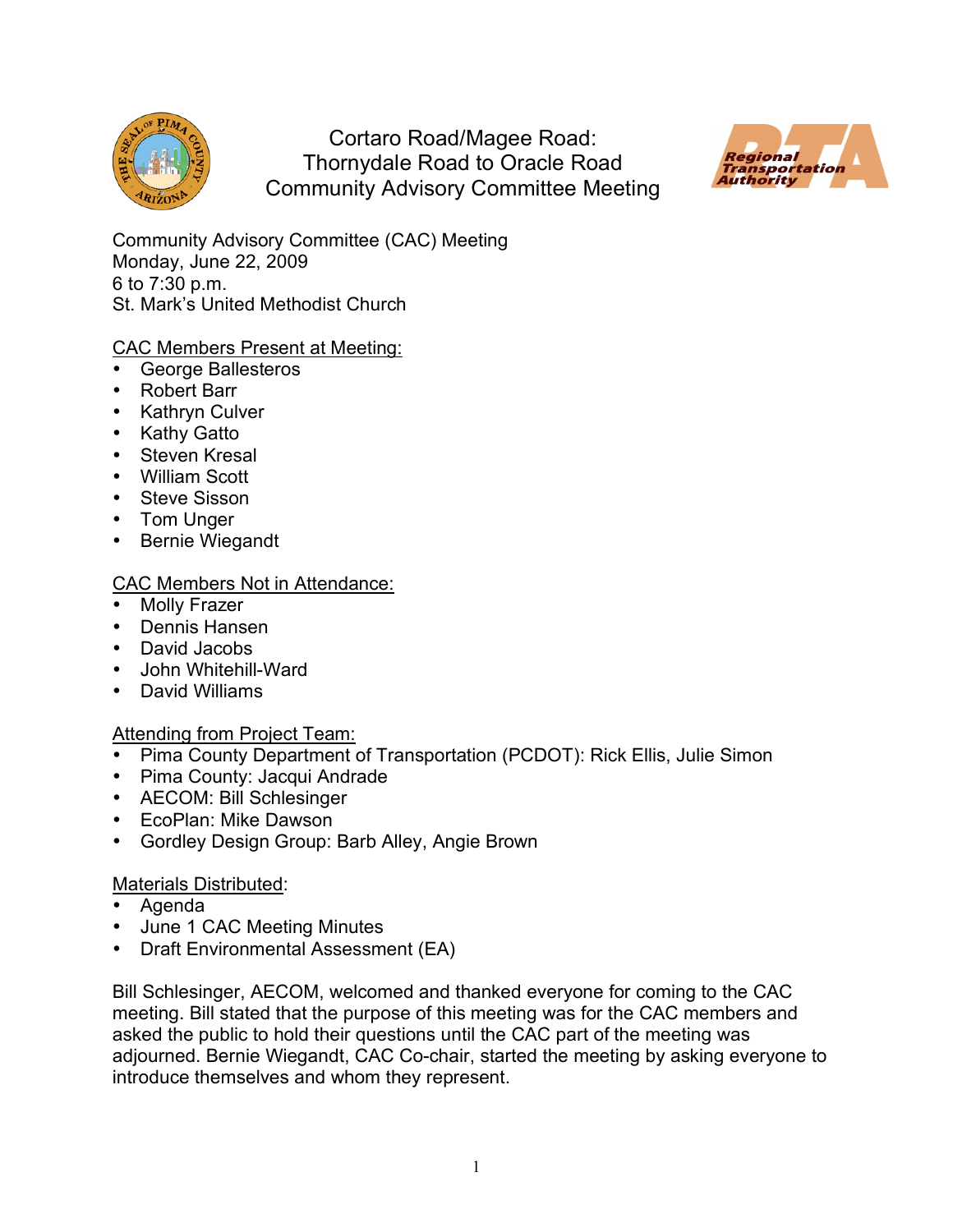# Cortaro Road/Magee Road: Thornydale Road to Oracle Road Community Advisory Committee Meeting

Community Advisory Committee (CAC) Meeting
Monday, June 22, 2009
6 to 7:30 p.m.
St. Mark's United Methodist Church

CAC Members Present at Meeting:

- George Ballesteros
- Robert Barr
- Kathryn Culver
- Kathy Gatto
- Steven Kresal
- William Scott
- Steve Sisson
- Tom Unger
- Bernie Wiegandt

CAC Members Not in Attendance:

- Molly Frazer
- Dennis Hansen
- David Jacobs
- John Whitehill-Ward
- David Williams

Attending from Project Team:

- Pima County Department of Transportation (PCDOT): Rick Ellis, Julie Simon
- Pima County: Jacqui Andrade
- AECOM: Bill Schlesinger
- EcoPlan: Mike Dawson
- Gordley Design Group: Barb Alley, Angie Brown

Materials Distributed:

- Agenda
- June 1 CAC Meeting Minutes
- Draft Environmental Assessment (EA)

Bill Schlesinger, AECOM, welcomed and thanked everyone for coming to the CAC meeting. Bill stated that the purpose of this meeting was for the CAC members and asked the public to hold their questions until the CAC part of the meeting was adjourned. Bernie Wiegandt, CAC Co-chair, started the meeting by asking everyone to introduce themselves and whom they represent.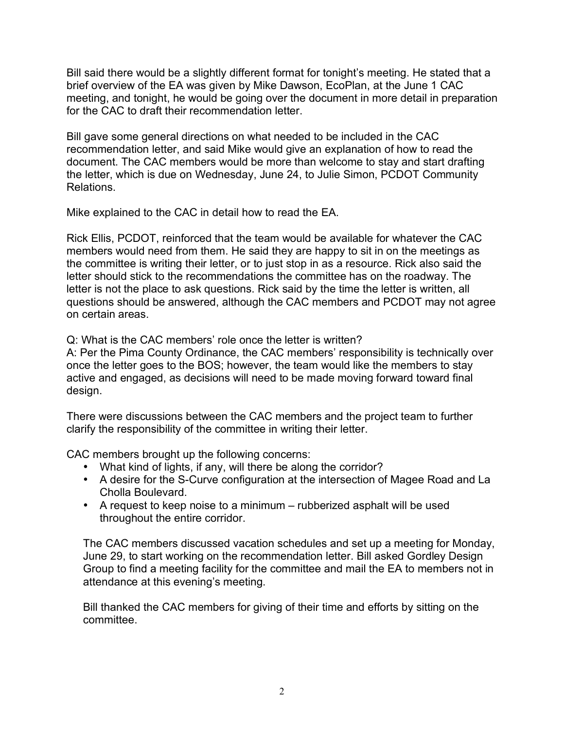Bill said there would be a slightly different format for tonight's meeting. He stated that a brief overview of the EA was given by Mike Dawson, EcoPlan, at the June 1 CAC meeting, and tonight, he would be going over the document in more detail in preparation for the CAC to draft their recommendation letter.

Bill gave some general directions on what needed to be included in the CAC recommendation letter, and said Mike would give an explanation of how to read the document. The CAC members would be more than welcome to stay and start drafting the letter, which is due on Wednesday, June 24, to Julie Simon, PCDOT Community Relations.

Mike explained to the CAC in detail how to read the EA.

Rick Ellis, PCDOT, reinforced that the team would be available for whatever the CAC members would need from them. He said they are happy to sit in on the meetings as the committee is writing their letter, or to just stop in as a resource. Rick also said the letter should stick to the recommendations the committee has on the roadway. The letter is not the place to ask questions. Rick said by the time the letter is written, all questions should be answered, although the CAC members and PCDOT may not agree on certain areas.

Q: What is the CAC members' role once the letter is written?
A: Per the Pima County Ordinance, the CAC members' responsibility is technically over once the letter goes to the BOS; however, the team would like the members to stay active and engaged, as decisions will need to be made moving forward toward final design.

There were discussions between the CAC members and the project team to further clarify the responsibility of the committee in writing their letter.

CAC members brought up the following concerns:

- What kind of lights, if any, will there be along the corridor?
- A desire for the S-Curve configuration at the intersection of Magee Road and La Cholla Boulevard.
- A request to keep noise to a minimum – rubberized asphalt will be used throughout the entire corridor.

The CAC members discussed vacation schedules and set up a meeting for Monday, June 29, to start working on the recommendation letter. Bill asked Gordley Design Group to find a meeting facility for the committee and mail the EA to members not in attendance at this evening's meeting.

Bill thanked the CAC members for giving of their time and efforts by sitting on the committee.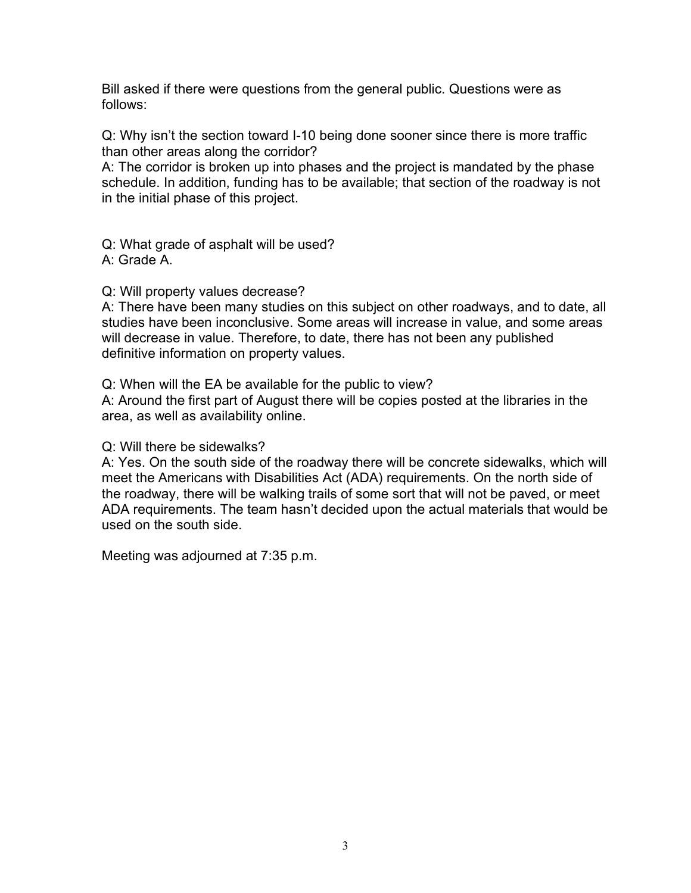Bill asked if there were questions from the general public. Questions were as follows:

Q: Why isn't the section toward I-10 being done sooner since there is more traffic than other areas along the corridor?
A: The corridor is broken up into phases and the project is mandated by the phase schedule. In addition, funding has to be available; that section of the roadway is not in the initial phase of this project.

Q: What grade of asphalt will be used?
A: Grade A.

Q: Will property values decrease?
A: There have been many studies on this subject on other roadways, and to date, all studies have been inconclusive. Some areas will increase in value, and some areas will decrease in value. Therefore, to date, there has not been any published definitive information on property values.

Q: When will the EA be available for the public to view?
A: Around the first part of August there will be copies posted at the libraries in the area, as well as availability online.

Q: Will there be sidewalks?
A: Yes. On the south side of the roadway there will be concrete sidewalks, which will meet the Americans with Disabilities Act (ADA) requirements. On the north side of the roadway, there will be walking trails of some sort that will not be paved, or meet ADA requirements. The team hasn't decided upon the actual materials that would be used on the south side.

Meeting was adjourned at 7:35 p.m.